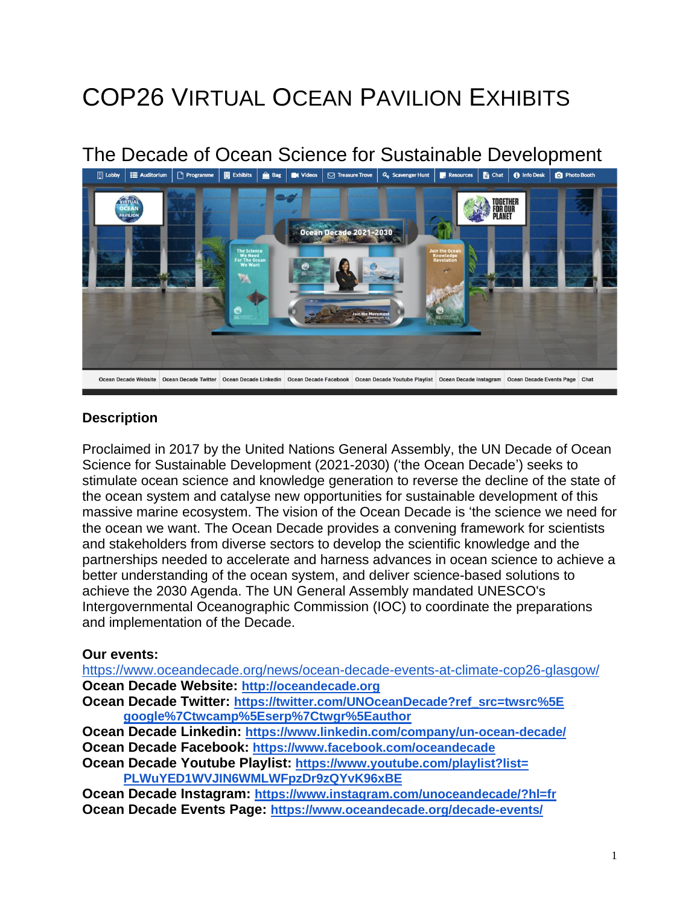# COP26 Virtual Ocean Pavilion Exhibits

## The Decade of Ocean Science for Sustainable Development

**Description**

Proclaimed in 2017 by the United Nations General Assembly, the UN Decade of Ocean Science for Sustainable Development (2021-2030) ('the Ocean Decade') seeks to stimulate ocean science and knowledge generation to reverse the decline of the state of the ocean system and catalyse new opportunities for sustainable development of this massive marine ecosystem. The vision of the Ocean Decade is 'the science we need for the ocean we want. The Ocean Decade provides a convening framework for scientists and stakeholders from diverse sectors to develop the scientific knowledge and the partnerships needed to accelerate and harness advances in ocean science to achieve a better understanding of the ocean system, and deliver science-based solutions to achieve the 2030 Agenda. The UN General Assembly mandated UNESCO's Intergovernmental Oceanographic Commission (IOC) to coordinate the preparations and implementation of the Decade.

**Our events:**
https://www.oceandecade.org/news/ocean-decade-events-at-climate-cop26-glasgow/
**Ocean Decade Website:** http://oceandecade.org
**Ocean Decade Twitter:** https://twitter.com/UNOceanDecade?ref_src=twsrc%5Egoogle%7Ctwcamp%5Eserp%7Ctwgr%5Eauthor
**Ocean Decade Linkedin:** https://www.linkedin.com/company/un-ocean-decade/
**Ocean Decade Facebook:** https://www.facebook.com/oceandecade
**Ocean Decade Youtube Playlist:** https://www.youtube.com/playlist?list=PLWuYED1WVJIN6WMLWFpzDr9zQYvK96xBE
**Ocean Decade Instagram:** https://www.instagram.com/unoceandecade/?hl=fr
**Ocean Decade Events Page:** https://www.oceandecade.org/decade-events/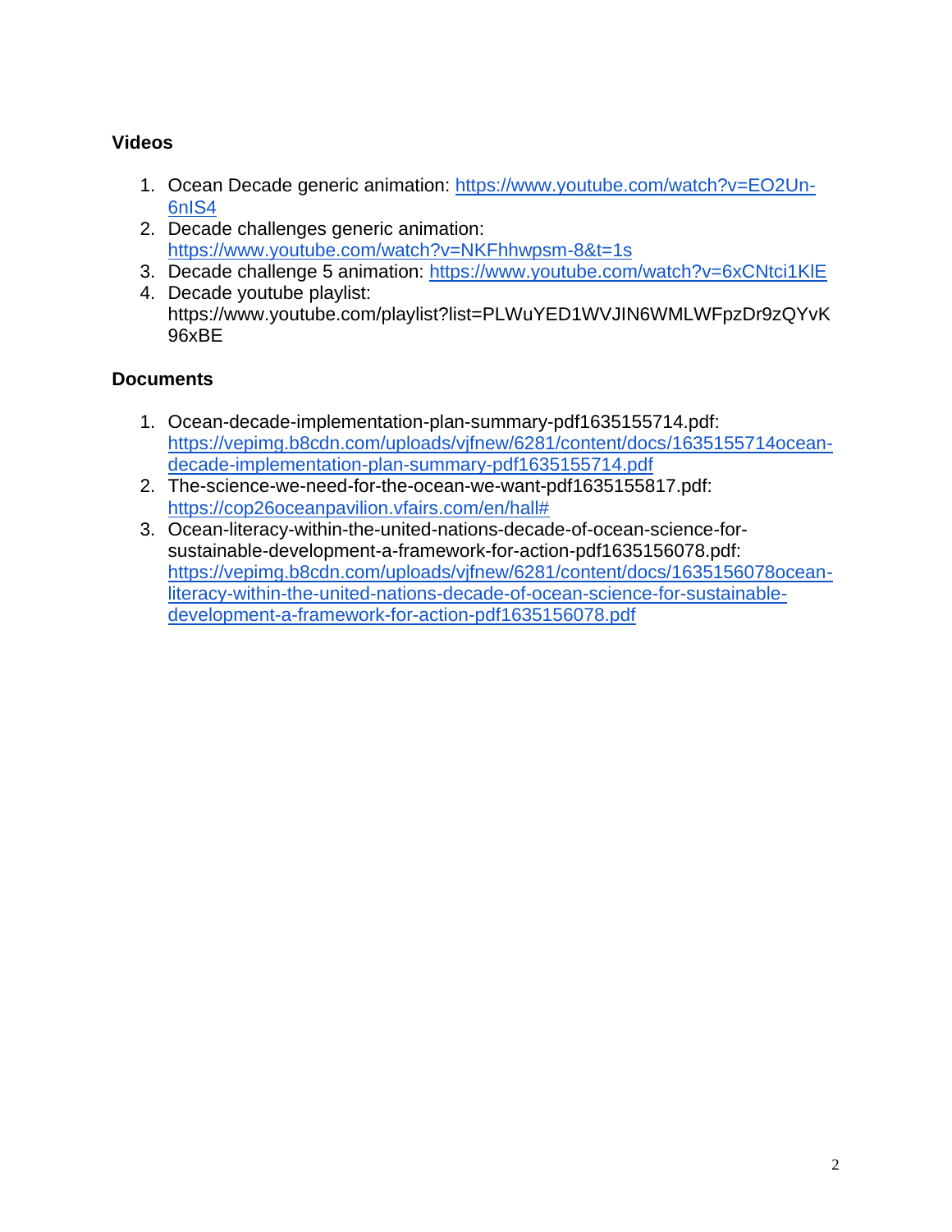## Videos

1. Ocean Decade generic animation: https://www.youtube.com/watch?v=EO2Un-6nIS4
2. Decade challenges generic animation: https://www.youtube.com/watch?v=NKFhhwpsm-8&t=1s
3. Decade challenge 5 animation: https://www.youtube.com/watch?v=6xCNtci1KlE
4. Decade youtube playlist: https://www.youtube.com/playlist?list=PLWuYED1WVJIN6WMLWFpzDr9zQYvK96xBE

## Documents

1. Ocean-decade-implementation-plan-summary-pdf1635155714.pdf: https://vepimg.b8cdn.com/uploads/vjfnew/6281/content/docs/1635155714ocean-decade-implementation-plan-summary-pdf1635155714.pdf
2. The-science-we-need-for-the-ocean-we-want-pdf1635155817.pdf: https://cop26oceanpavilion.vfairs.com/en/hall#
3. Ocean-literacy-within-the-united-nations-decade-of-ocean-science-for-sustainable-development-a-framework-for-action-pdf1635156078.pdf: https://vepimg.b8cdn.com/uploads/vjfnew/6281/content/docs/1635156078ocean-literacy-within-the-united-nations-decade-of-ocean-science-for-sustainable-development-a-framework-for-action-pdf1635156078.pdf